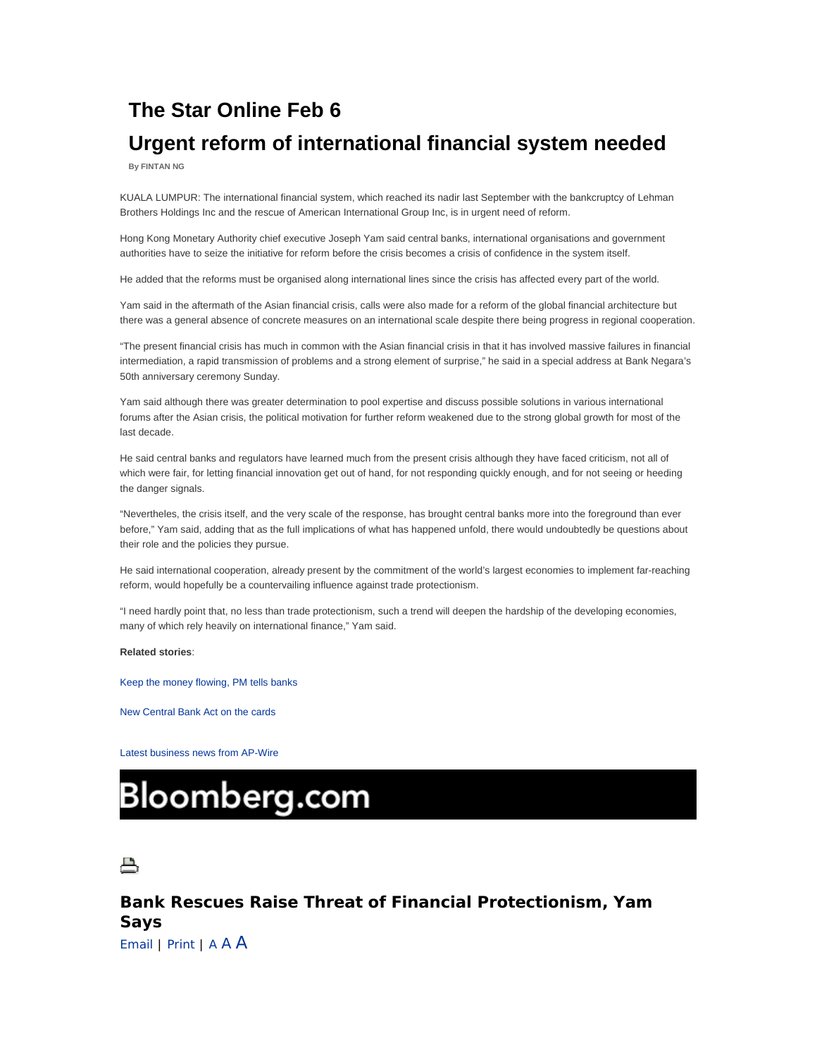# The Star Online Feb 6

# Urgent reform of international financial system needed

**By FINTAN NG**

KUALA LUMPUR: The international financial system, which reached its nadir last September with the bankcruptcy of Lehman Brothers Holdings Inc and the rescue of American International Group Inc, is in urgent need of reform.

Hong Kong Monetary Authority chief executive Joseph Yam said central banks, international organisations and government authorities have to seize the initiative for reform before the crisis becomes a crisis of confidence in the system itself.

He added that the reforms must be organised along international lines since the crisis has affected every part of the world.

Yam said in the aftermath of the Asian financial crisis, calls were also made for a reform of the global financial architecture but there was a general absence of concrete measures on an international scale despite there being progress in regional cooperation.

"The present financial crisis has much in common with the Asian financial crisis in that it has involved massive failures in financial intermediation, a rapid transmission of problems and a strong element of surprise," he said in a special address at Bank Negara's 50th anniversary ceremony Sunday.

Yam said although there was greater determination to pool expertise and discuss possible solutions in various international forums after the Asian crisis, the political motivation for further reform weakened due to the strong global growth for most of the last decade.

He said central banks and regulators have learned much from the present crisis although they have faced criticism, not all of which were fair, for letting financial innovation get out of hand, for not responding quickly enough, and for not seeing or heeding the danger signals.

"Nevertheles, the crisis itself, and the very scale of the response, has brought central banks more into the foreground than ever before," Yam said, adding that as the full implications of what has happened unfold, there would undoubtedly be questions about their role and the policies they pursue.

He said international cooperation, already present by the commitment of the world's largest economies to implement far-reaching reform, would hopefully be a countervailing influence against trade protectionism.

"I need hardly point that, no less than trade protectionism, such a trend will deepen the hardship of the developing economies, many of which rely heavily on international finance," Yam said.

**Related stories**:

Keep the money flowing, PM tells banks

New Central Bank Act on the cards

Latest business news from AP-Wire

Bloomberg.com

## Bank Rescues Raise Threat of Financial Protectionism, Yam Says

Email | Print | A A A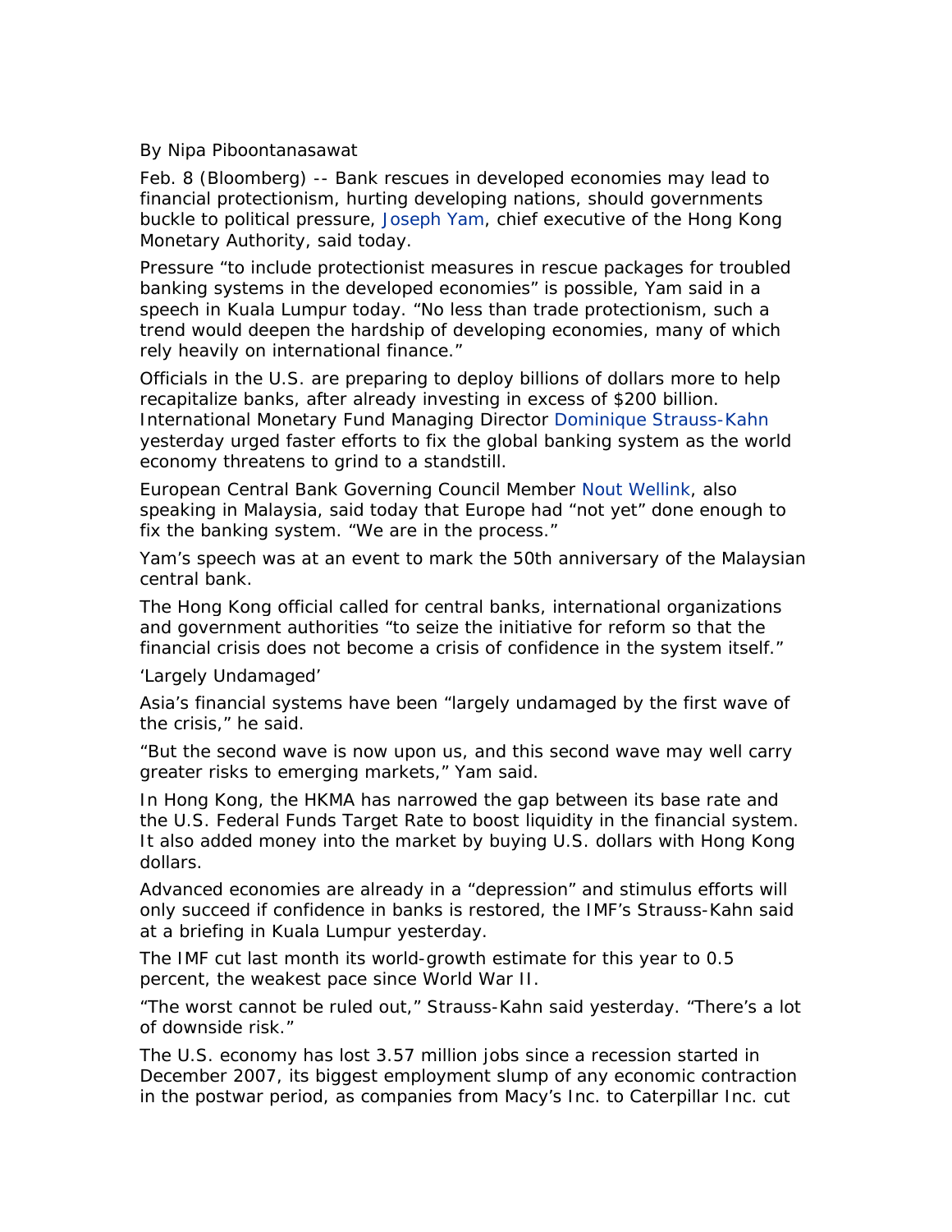By Nipa Piboontanasawat

Feb. 8 (Bloomberg) -- Bank rescues in developed economies may lead to financial protectionism, hurting developing nations, should governments buckle to political pressure, Joseph Yam, chief executive of the Hong Kong Monetary Authority, said today.

Pressure "to include protectionist measures in rescue packages for troubled banking systems in the developed economies" is possible, Yam said in a speech in Kuala Lumpur today. "No less than trade protectionism, such a trend would deepen the hardship of developing economies, many of which rely heavily on international finance."

Officials in the U.S. are preparing to deploy billions of dollars more to help recapitalize banks, after already investing in excess of $200 billion. International Monetary Fund Managing Director Dominique Strauss-Kahn yesterday urged faster efforts to fix the global banking system as the world economy threatens to grind to a standstill.

European Central Bank Governing Council Member Nout Wellink, also speaking in Malaysia, said today that Europe had "not yet" done enough to fix the banking system. "We are in the process."

Yam's speech was at an event to mark the 50th anniversary of the Malaysian central bank.

The Hong Kong official called for central banks, international organizations and government authorities "to seize the initiative for reform so that the financial crisis does not become a crisis of confidence in the system itself."

'Largely Undamaged'

Asia's financial systems have been "largely undamaged by the first wave of the crisis," he said.

"But the second wave is now upon us, and this second wave may well carry greater risks to emerging markets," Yam said.

In Hong Kong, the HKMA has narrowed the gap between its base rate and the U.S. Federal Funds Target Rate to boost liquidity in the financial system. It also added money into the market by buying U.S. dollars with Hong Kong dollars.

Advanced economies are already in a "depression" and stimulus efforts will only succeed if confidence in banks is restored, the IMF's Strauss-Kahn said at a briefing in Kuala Lumpur yesterday.

The IMF cut last month its world-growth estimate for this year to 0.5 percent, the weakest pace since World War II.

"The worst cannot be ruled out," Strauss-Kahn said yesterday. "There's a lot of downside risk."

The U.S. economy has lost 3.57 million jobs since a recession started in December 2007, its biggest employment slump of any economic contraction in the postwar period, as companies from Macy's Inc. to Caterpillar Inc. cut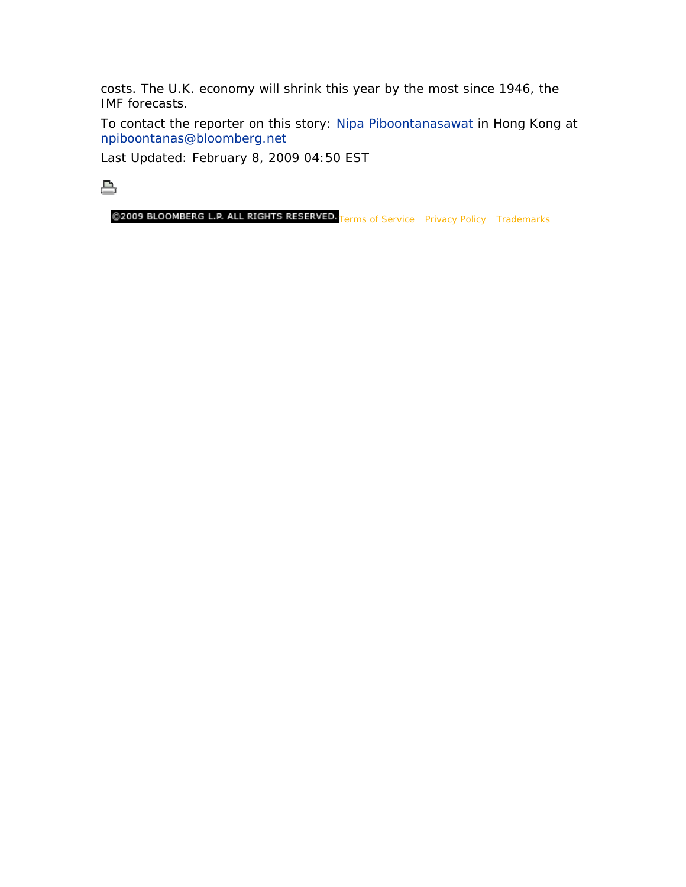costs. The U.K. economy will shrink this year by the most since 1946, the IMF forecasts.

To contact the reporter on this story: Nipa Piboontanasawat in Hong Kong at npiboontanas@bloomberg.net

Last Updated: February 8, 2009 04:50 EST

©2009 BLOOMBERG L.P. ALL RIGHTS RESERVED. Terms of Service Privacy Policy Trademarks